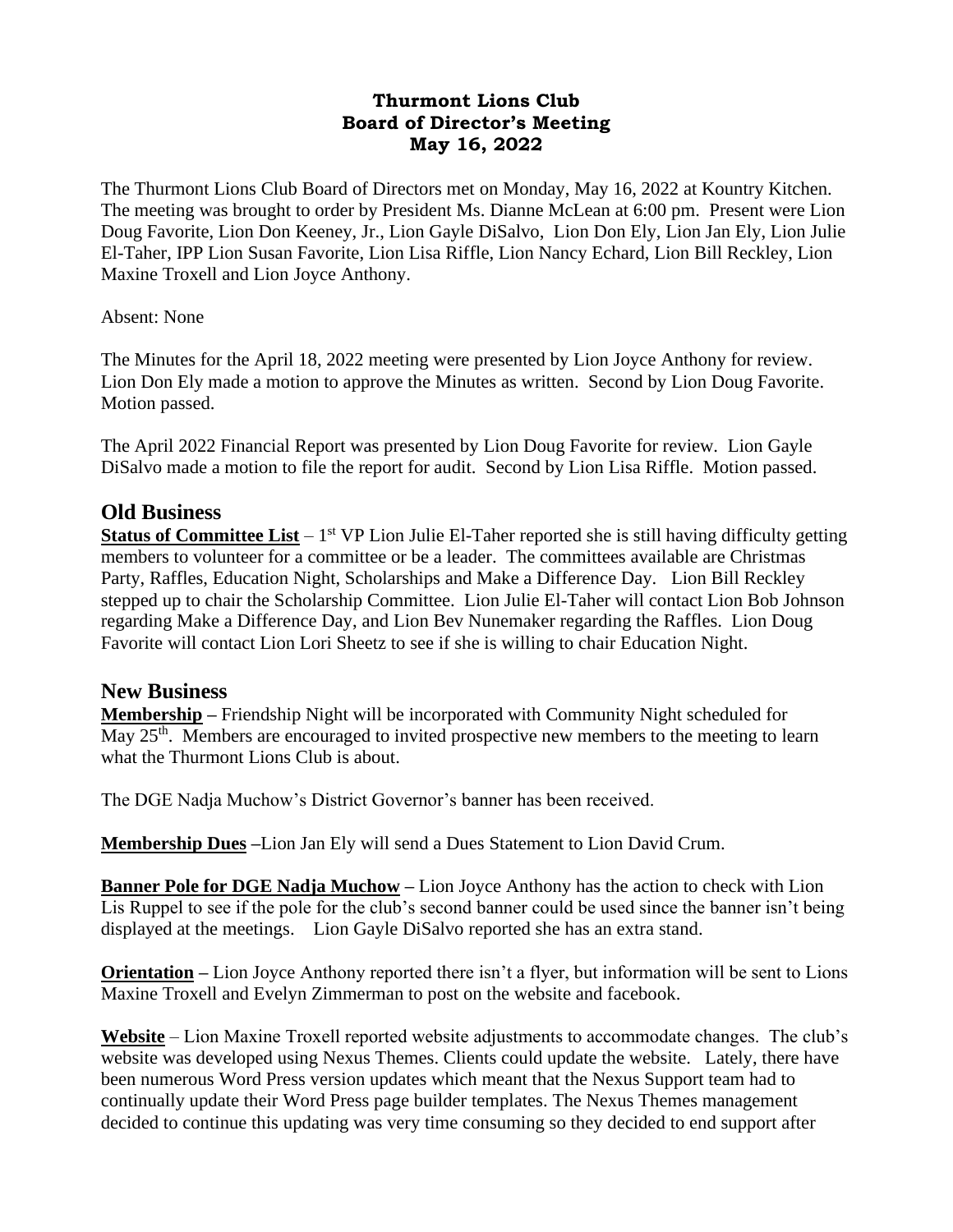**Thurmont Lions Club**
**Board of Director's Meeting**
**May 16, 2022**

The Thurmont Lions Club Board of Directors met on Monday, May 16, 2022 at Kountry Kitchen. The meeting was brought to order by President Ms. Dianne McLean at 6:00 pm. Present were Lion Doug Favorite, Lion Don Keeney, Jr., Lion Gayle DiSalvo, Lion Don Ely, Lion Jan Ely, Lion Julie El-Taher, IPP Lion Susan Favorite, Lion Lisa Riffle, Lion Nancy Echard, Lion Bill Reckley, Lion Maxine Troxell and Lion Joyce Anthony.

Absent: None

The Minutes for the April 18, 2022 meeting were presented by Lion Joyce Anthony for review. Lion Don Ely made a motion to approve the Minutes as written. Second by Lion Doug Favorite. Motion passed.

The April 2022 Financial Report was presented by Lion Doug Favorite for review. Lion Gayle DiSalvo made a motion to file the report for audit. Second by Lion Lisa Riffle. Motion passed.

## Old Business

**Status of Committee List** – 1st VP Lion Julie El-Taher reported she is still having difficulty getting members to volunteer for a committee or be a leader. The committees available are Christmas Party, Raffles, Education Night, Scholarships and Make a Difference Day. Lion Bill Reckley stepped up to chair the Scholarship Committee. Lion Julie El-Taher will contact Lion Bob Johnson regarding Make a Difference Day, and Lion Bev Nunemaker regarding the Raffles. Lion Doug Favorite will contact Lion Lori Sheetz to see if she is willing to chair Education Night.

## New Business

**Membership –** Friendship Night will be incorporated with Community Night scheduled for May 25th. Members are encouraged to invited prospective new members to the meeting to learn what the Thurmont Lions Club is about.

The DGE Nadja Muchow's District Governor's banner has been received.

**Membership Dues –**Lion Jan Ely will send a Dues Statement to Lion David Crum.

**Banner Pole for DGE Nadja Muchow –** Lion Joyce Anthony has the action to check with Lion Lis Ruppel to see if the pole for the club's second banner could be used since the banner isn't being displayed at the meetings. Lion Gayle DiSalvo reported she has an extra stand.

**Orientation –** Lion Joyce Anthony reported there isn't a flyer, but information will be sent to Lions Maxine Troxell and Evelyn Zimmerman to post on the website and facebook.

**Website** – Lion Maxine Troxell reported website adjustments to accommodate changes. The club's website was developed using Nexus Themes. Clients could update the website. Lately, there have been numerous Word Press version updates which meant that the Nexus Support team had to continually update their Word Press page builder templates. The Nexus Themes management decided to continue this updating was very time consuming so they decided to end support after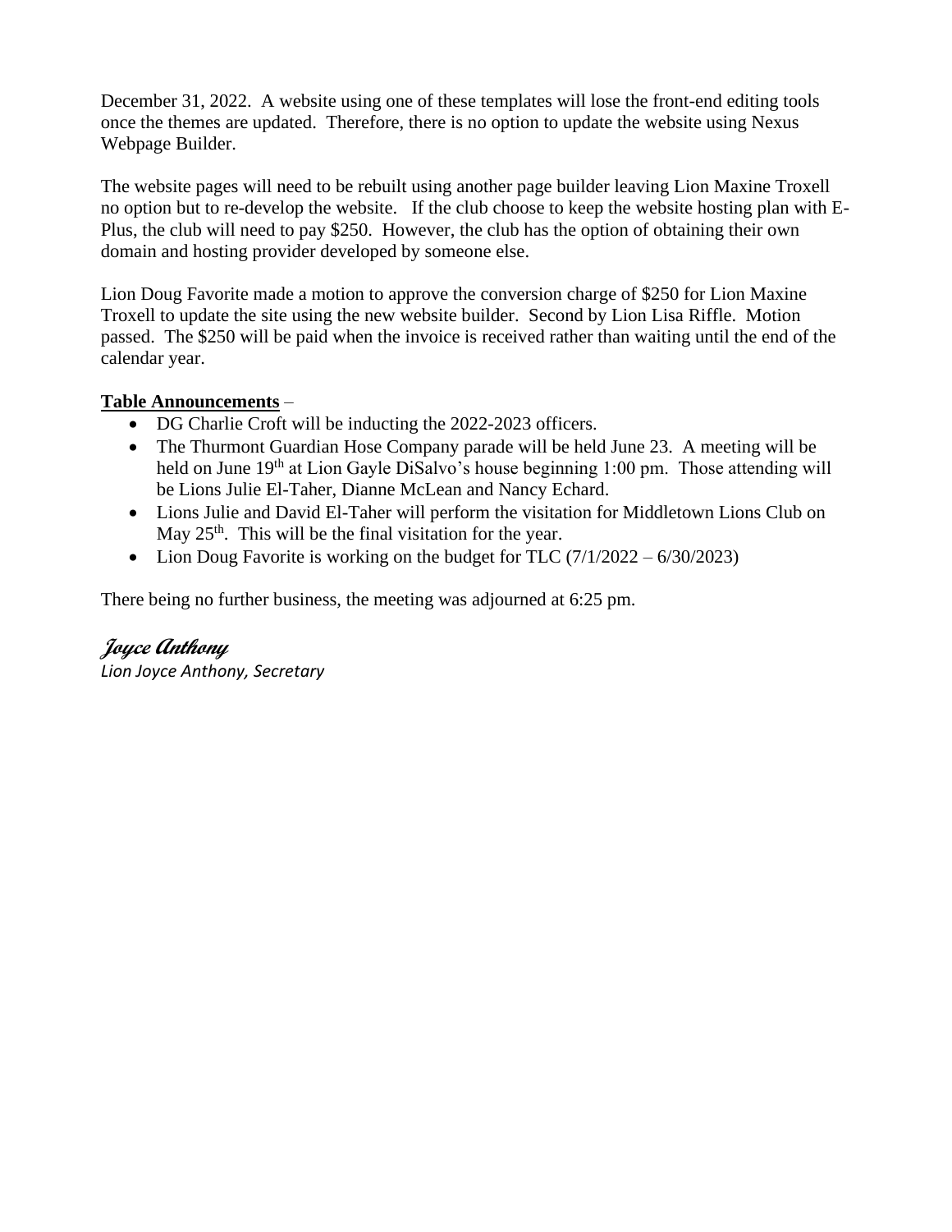December 31, 2022. A website using one of these templates will lose the front-end editing tools once the themes are updated. Therefore, there is no option to update the website using Nexus Webpage Builder.

The website pages will need to be rebuilt using another page builder leaving Lion Maxine Troxell no option but to re-develop the website. If the club choose to keep the website hosting plan with E-Plus, the club will need to pay $250. However, the club has the option of obtaining their own domain and hosting provider developed by someone else.

Lion Doug Favorite made a motion to approve the conversion charge of $250 for Lion Maxine Troxell to update the site using the new website builder. Second by Lion Lisa Riffle. Motion passed. The $250 will be paid when the invoice is received rather than waiting until the end of the calendar year.

**Table Announcements** –

- DG Charlie Croft will be inducting the 2022-2023 officers.
- The Thurmont Guardian Hose Company parade will be held June 23. A meeting will be held on June 19th at Lion Gayle DiSalvo's house beginning 1:00 pm. Those attending will be Lions Julie El-Taher, Dianne McLean and Nancy Echard.
- Lions Julie and David El-Taher will perform the visitation for Middletown Lions Club on May 25th. This will be the final visitation for the year.
- Lion Doug Favorite is working on the budget for TLC (7/1/2022 – 6/30/2023)

There being no further business, the meeting was adjourned at 6:25 pm.

*Joyce Anthony*

*Lion Joyce Anthony, Secretary*